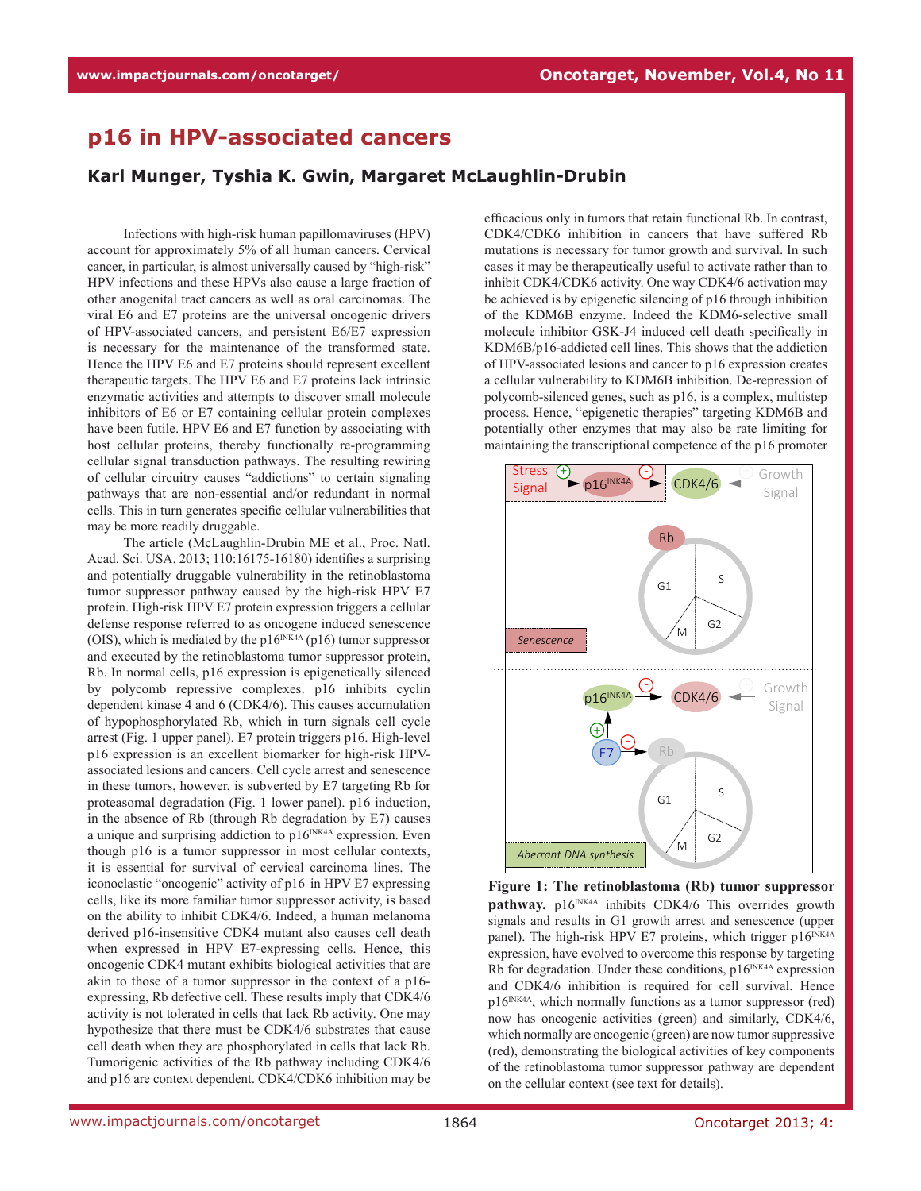# p16 in HPV-associated cancers

### Karl Munger, Tyshia K. Gwin, Margaret McLaughlin-Drubin

Infections with high-risk human papillomaviruses (HPV) account for approximately 5% of all human cancers. Cervical cancer, in particular, is almost universally caused by "high-risk" HPV infections and these HPVs also cause a large fraction of other anogenital tract cancers as well as oral carcinomas. The viral E6 and E7 proteins are the universal oncogenic drivers of HPV-associated cancers, and persistent E6/E7 expression is necessary for the maintenance of the transformed state. Hence the HPV E6 and E7 proteins should represent excellent therapeutic targets. The HPV E6 and E7 proteins lack intrinsic enzymatic activities and attempts to discover small molecule inhibitors of E6 or E7 containing cellular protein complexes have been futile. HPV E6 and E7 function by associating with host cellular proteins, thereby functionally re-programming cellular signal transduction pathways. The resulting rewiring of cellular circuitry causes "addictions" to certain signaling pathways that are non-essential and/or redundant in normal cells. This in turn generates specific cellular vulnerabilities that may be more readily druggable.

The article (McLaughlin-Drubin ME et al., Proc. Natl. Acad. Sci. USA. 2013; 110:16175-16180) identifies a surprising and potentially druggable vulnerability in the retinoblastoma tumor suppressor pathway caused by the high-risk HPV E7 protein. High-risk HPV E7 protein expression triggers a cellular defense response referred to as oncogene induced senescence (OIS), which is mediated by the $p16^{INK4A}$ (p16) tumor suppressor and executed by the retinoblastoma tumor suppressor protein, Rb. In normal cells, p16 expression is epigenetically silenced by polycomb repressive complexes. p16 inhibits cyclin dependent kinase 4 and 6 (CDK4/6). This causes accumulation of hypophosphorylated Rb, which in turn signals cell cycle arrest (Fig. 1 upper panel). E7 protein triggers p16. High-level p16 expression is an excellent biomarker for high-risk HPV-associated lesions and cancers. Cell cycle arrest and senescence in these tumors, however, is subverted by E7 targeting Rb for proteasomal degradation (Fig. 1 lower panel). p16 induction, in the absence of Rb (through Rb degradation by E7) causes a unique and surprising addiction to $p16^{INK4A}$ expression. Even though p16 is a tumor suppressor in most cellular contexts, it is essential for survival of cervical carcinoma lines. The iconoclastic "oncogenic" activity of p16 in HPV E7 expressing cells, like its more familiar tumor suppressor activity, is based on the ability to inhibit CDK4/6. Indeed, a human melanoma derived p16-insensitive CDK4 mutant also causes cell death when expressed in HPV E7-expressing cells. Hence, this oncogenic CDK4 mutant exhibits biological activities that are akin to those of a tumor suppressor in the context of a p16-expressing, Rb defective cell. These results imply that CDK4/6 activity is not tolerated in cells that lack Rb activity. One may hypothesize that there must be CDK4/6 substrates that cause cell death when they are phosphorylated in cells that lack Rb. Tumorigenic activities of the Rb pathway including CDK4/6 and p16 are context dependent. CDK4/CDK6 inhibition may be efficacious only in tumors that retain functional Rb. In contrast, CDK4/CDK6 inhibition in cancers that have suffered Rb mutations is necessary for tumor growth and survival. In such cases it may be therapeutically useful to activate rather than to inhibit CDK4/CDK6 activity. One way CDK4/6 activation may be achieved is by epigenetic silencing of p16 through inhibition of the KDM6B enzyme. Indeed the KDM6-selective small molecule inhibitor GSK-J4 induced cell death specifically in KDM6B/p16-addicted cell lines. This shows that the addiction of HPV-associated lesions and cancer to p16 expression creates a cellular vulnerability to KDM6B inhibition. De-repression of polycomb-silenced genes, such as p16, is a complex, multistep process. Hence, "epigenetic therapies" targeting KDM6B and potentially other enzymes that may also be rate limiting for maintaining the transcriptional competence of the p16 promoter

**Figure 1: The retinoblastoma (Rb) tumor suppressor pathway.** $p16^{INK4A}$ inhibits CDK4/6 This overrides growth signals and results in G1 growth arrest and senescence (upper panel). The high-risk HPV E7 proteins, which trigger $p16^{INK4A}$ expression, have evolved to overcome this response by targeting Rb for degradation. Under these conditions, $p16^{INK4A}$ expression and CDK4/6 inhibition is required for cell survival. Hence $p16^{INK4A}$, which normally functions as a tumor suppressor (red) now has oncogenic activities (green) and similarly, CDK4/6, which normally are oncogenic (green) are now tumor suppressive (red), demonstrating the biological activities of key components of the retinoblastoma tumor suppressor pathway are dependent on the cellular context (see text for details).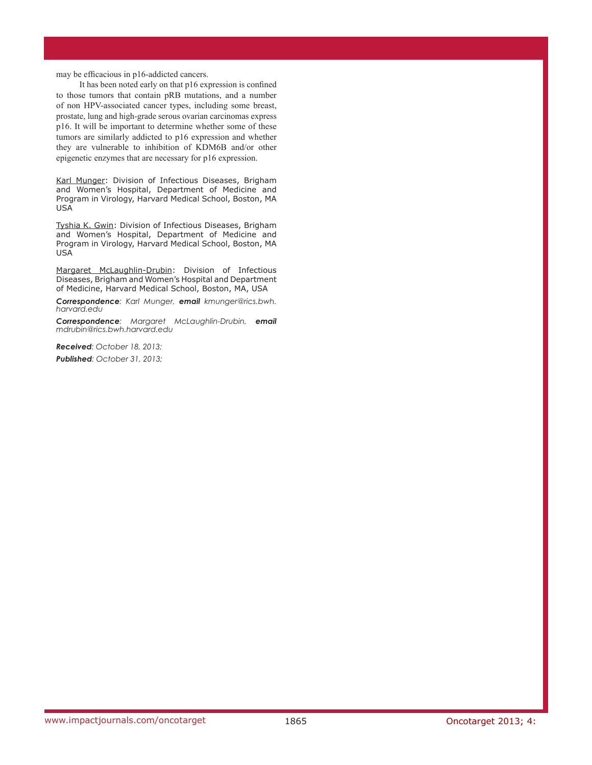may be efficacious in p16-addicted cancers.

It has been noted early on that p16 expression is confined to those tumors that contain pRB mutations, and a number of non HPV-associated cancer types, including some breast, prostate, lung and high-grade serous ovarian carcinomas express p16. It will be important to determine whether some of these tumors are similarly addicted to p16 expression and whether they are vulnerable to inhibition of KDM6B and/or other epigenetic enzymes that are necessary for p16 expression.

Karl Munger: Division of Infectious Diseases, Brigham and Women's Hospital, Department of Medicine and Program in Virology, Harvard Medical School, Boston, MA USA

Tyshia K. Gwin: Division of Infectious Diseases, Brigham and Women's Hospital, Department of Medicine and Program in Virology, Harvard Medical School, Boston, MA USA

Margaret McLaughlin-Drubin: Division of Infectious Diseases, Brigham and Women's Hospital and Department of Medicine, Harvard Medical School, Boston, MA, USA

***Correspondence***: *Karl Munger,* ***email*** *kmunger@rics.bwh.harvard.edu*

***Correspondence***: *Margaret McLaughlin-Drubin,* ***email*** *mdrubin@rics.bwh.harvard.edu*

***Received***: *October 18, 2013;*

***Published***: *October 31, 2013;*